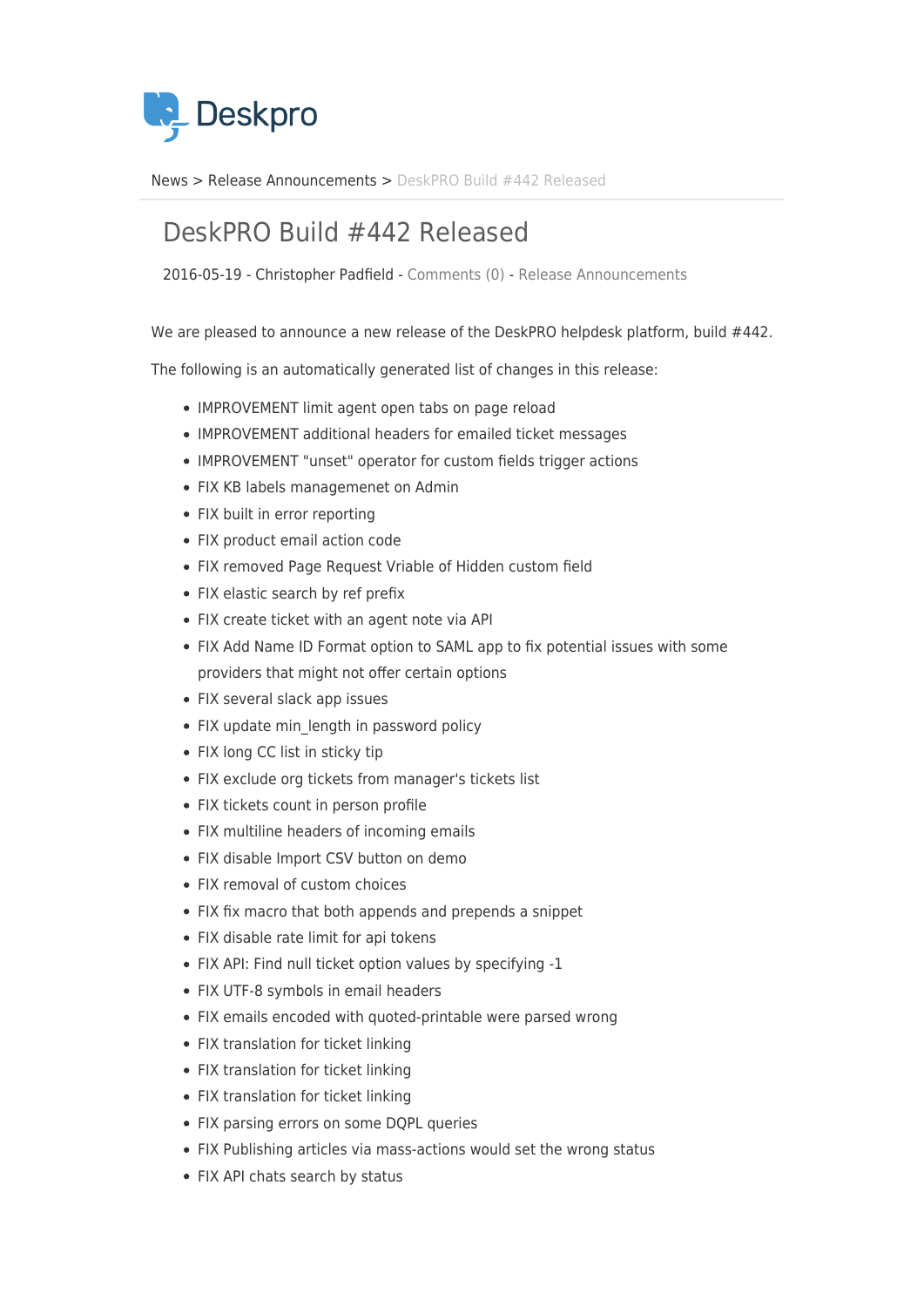Deskpro

News > Release Announcements > DeskPRO Build #442 Released

# DeskPRO Build #442 Released

2016-05-19 - Christopher Padfield - Comments (0) - Release Announcements

We are pleased to announce a new release of the DeskPRO helpdesk platform, build #442.

The following is an automatically generated list of changes in this release:

- IMPROVEMENT limit agent open tabs on page reload
- IMPROVEMENT additional headers for emailed ticket messages
- IMPROVEMENT "unset" operator for custom fields trigger actions
- FIX KB labels managemenet on Admin
- FIX built in error reporting
- FIX product email action code
- FIX removed Page Request Vriable of Hidden custom field
- FIX elastic search by ref prefix
- FIX create ticket with an agent note via API
- FIX Add Name ID Format option to SAML app to fix potential issues with some providers that might not offer certain options
- FIX several slack app issues
- FIX update min_length in password policy
- FIX long CC list in sticky tip
- FIX exclude org tickets from manager's tickets list
- FIX tickets count in person profile
- FIX multiline headers of incoming emails
- FIX disable Import CSV button on demo
- FIX removal of custom choices
- FIX fix macro that both appends and prepends a snippet
- FIX disable rate limit for api tokens
- FIX API: Find null ticket option values by specifying -1
- FIX UTF-8 symbols in email headers
- FIX emails encoded with quoted-printable were parsed wrong
- FIX translation for ticket linking
- FIX translation for ticket linking
- FIX translation for ticket linking
- FIX parsing errors on some DQPL queries
- FIX Publishing articles via mass-actions would set the wrong status
- FIX API chats search by status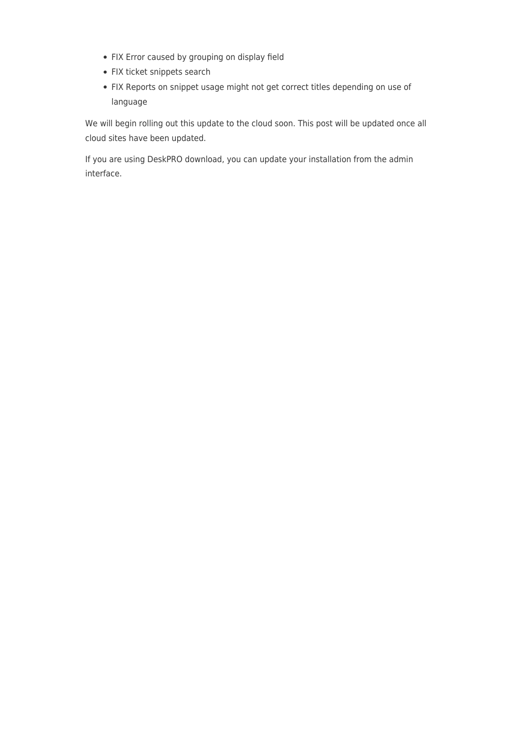- FIX Error caused by grouping on display field
- FIX ticket snippets search
- FIX Reports on snippet usage might not get correct titles depending on use of language

We will begin rolling out this update to the cloud soon. This post will be updated once all cloud sites have been updated.

If you are using DeskPRO download, you can update your installation from the admin interface.